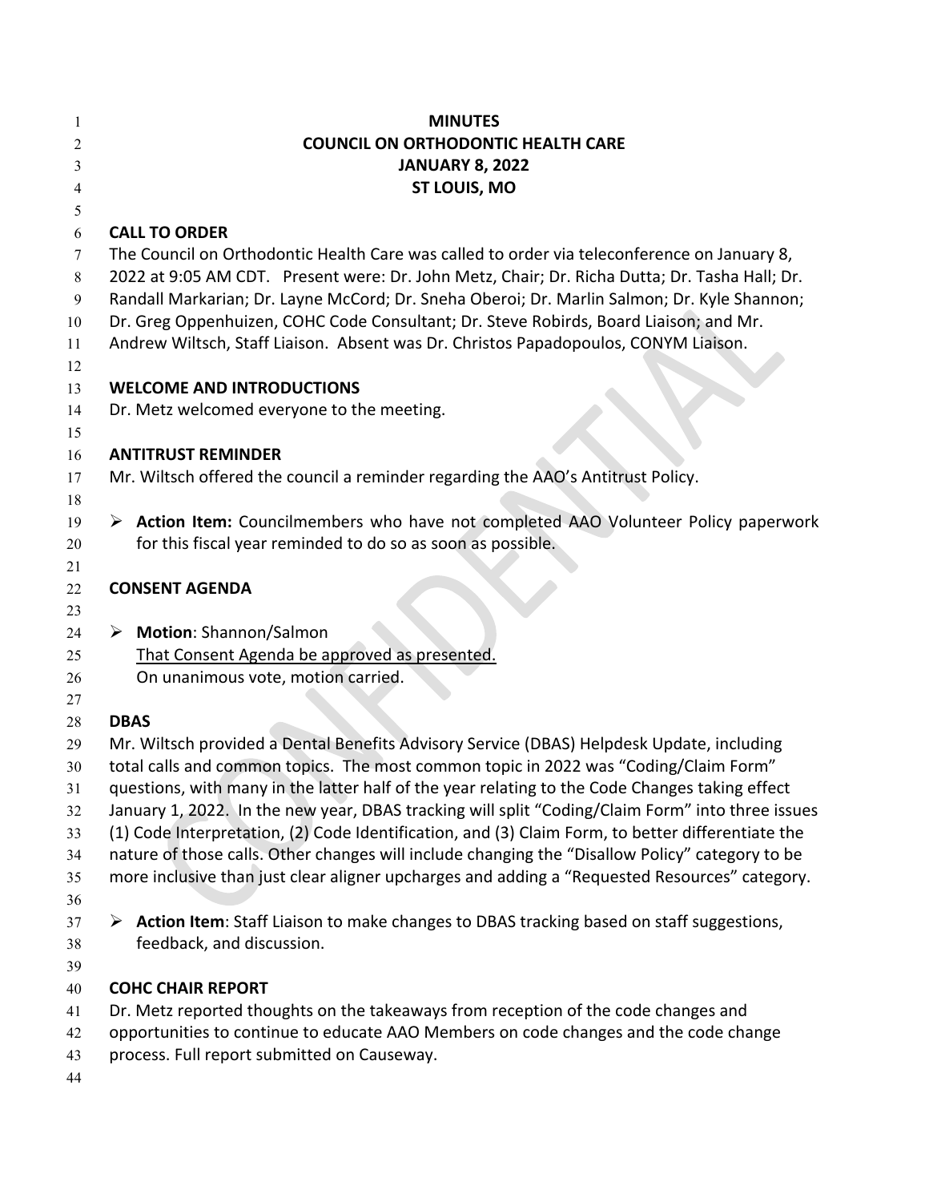**MINUTES**
**COUNCIL ON ORTHODONTIC HEALTH CARE**
**JANUARY 8, 2022**
**ST LOUIS, MO**

## CALL TO ORDER

The Council on Orthodontic Health Care was called to order via teleconference on January 8, 2022 at 9:05 AM CDT. Present were: Dr. John Metz, Chair; Dr. Richa Dutta; Dr. Tasha Hall; Dr. Randall Markarian; Dr. Layne McCord; Dr. Sneha Oberoi; Dr. Marlin Salmon; Dr. Kyle Shannon; Dr. Greg Oppenhuizen, COHC Code Consultant; Dr. Steve Robirds, Board Liaison; and Mr. Andrew Wiltsch, Staff Liaison. Absent was Dr. Christos Papadopoulos, CONYM Liaison.

## WELCOME AND INTRODUCTIONS

Dr. Metz welcomed everyone to the meeting.

## ANTITRUST REMINDER

Mr. Wiltsch offered the council a reminder regarding the AAO's Antitrust Policy.

- **Action Item:** Councilmembers who have not completed AAO Volunteer Policy paperwork for this fiscal year reminded to do so as soon as possible.

## CONSENT AGENDA

- **Motion**: Shannon/Salmon
  <u>That Consent Agenda be approved as presented.</u>
  On unanimous vote, motion carried.

## DBAS

Mr. Wiltsch provided a Dental Benefits Advisory Service (DBAS) Helpdesk Update, including total calls and common topics. The most common topic in 2022 was "Coding/Claim Form" questions, with many in the latter half of the year relating to the Code Changes taking effect January 1, 2022. In the new year, DBAS tracking will split "Coding/Claim Form" into three issues (1) Code Interpretation, (2) Code Identification, and (3) Claim Form, to better differentiate the nature of those calls. Other changes will include changing the "Disallow Policy" category to be more inclusive than just clear aligner upcharges and adding a "Requested Resources" category.

- **Action Item**: Staff Liaison to make changes to DBAS tracking based on staff suggestions, feedback, and discussion.

## COHC CHAIR REPORT

Dr. Metz reported thoughts on the takeaways from reception of the code changes and opportunities to continue to educate AAO Members on code changes and the code change process. Full report submitted on Causeway.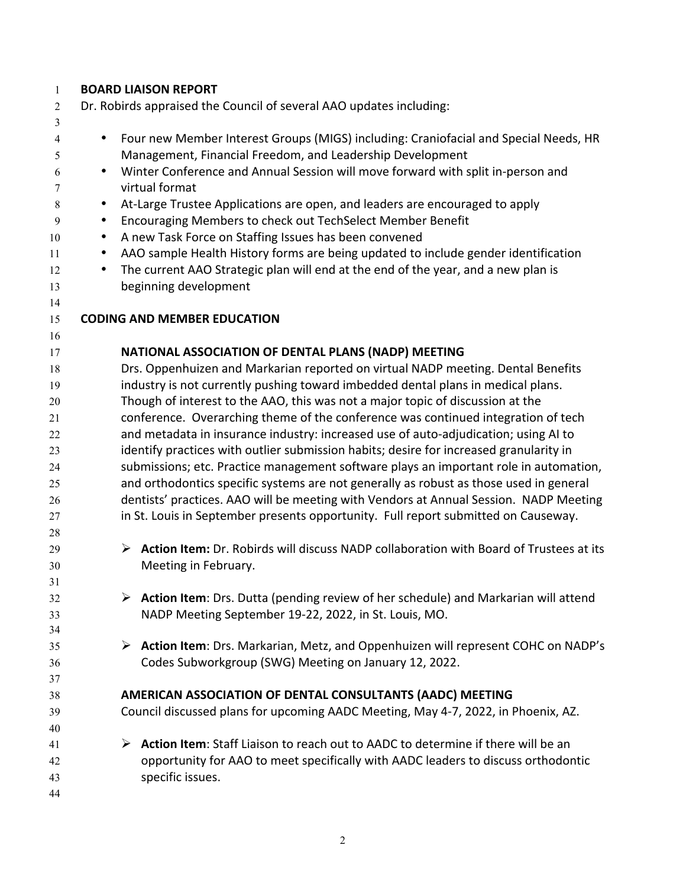## BOARD LIAISON REPORT

Dr. Robirds appraised the Council of several AAO updates including:

- Four new Member Interest Groups (MIGS) including: Craniofacial and Special Needs, HR Management, Financial Freedom, and Leadership Development
- Winter Conference and Annual Session will move forward with split in-person and virtual format
- At-Large Trustee Applications are open, and leaders are encouraged to apply
- Encouraging Members to check out TechSelect Member Benefit
- A new Task Force on Staffing Issues has been convened
- AAO sample Health History forms are being updated to include gender identification
- The current AAO Strategic plan will end at the end of the year, and a new plan is beginning development

## CODING AND MEMBER EDUCATION

### NATIONAL ASSOCIATION OF DENTAL PLANS (NADP) MEETING

Drs. Oppenhuizen and Markarian reported on virtual NADP meeting. Dental Benefits industry is not currently pushing toward imbedded dental plans in medical plans. Though of interest to the AAO, this was not a major topic of discussion at the conference. Overarching theme of the conference was continued integration of tech and metadata in insurance industry: increased use of auto-adjudication; using AI to identify practices with outlier submission habits; desire for increased granularity in submissions; etc. Practice management software plays an important role in automation, and orthodontics specific systems are not generally as robust as those used in general dentists' practices. AAO will be meeting with Vendors at Annual Session. NADP Meeting in St. Louis in September presents opportunity. Full report submitted on Causeway.

- **Action Item:** Dr. Robirds will discuss NADP collaboration with Board of Trustees at its Meeting in February.

- **Action Item**: Drs. Dutta (pending review of her schedule) and Markarian will attend NADP Meeting September 19-22, 2022, in St. Louis, MO.

- **Action Item**: Drs. Markarian, Metz, and Oppenhuizen will represent COHC on NADP's Codes Subworkgroup (SWG) Meeting on January 12, 2022.

### AMERICAN ASSOCIATION OF DENTAL CONSULTANTS (AADC) MEETING

Council discussed plans for upcoming AADC Meeting, May 4-7, 2022, in Phoenix, AZ.

- **Action Item**: Staff Liaison to reach out to AADC to determine if there will be an opportunity for AAO to meet specifically with AADC leaders to discuss orthodontic specific issues.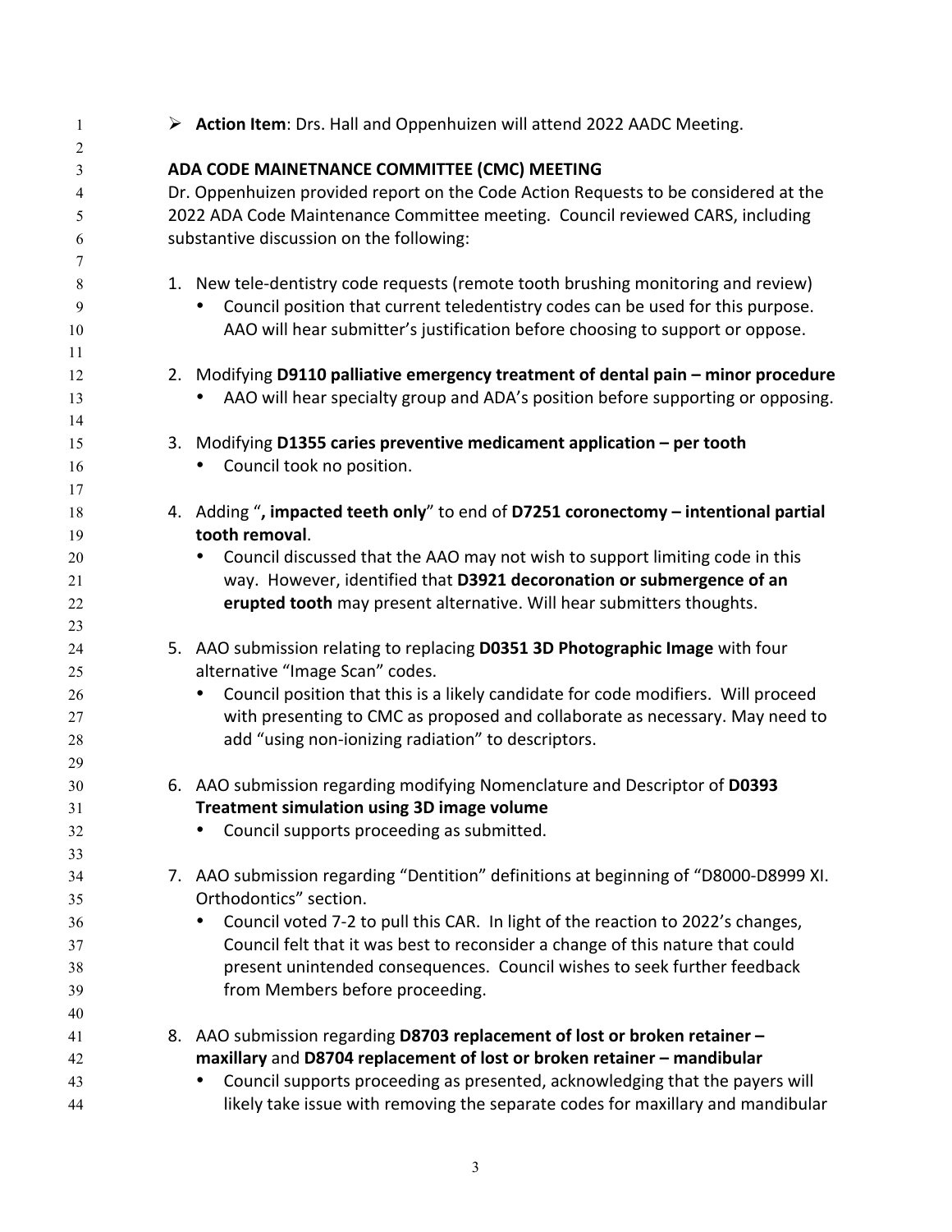- ➢ **Action Item**: Drs. Hall and Oppenhuizen will attend 2022 AADC Meeting.

**ADA CODE MAINETNANCE COMMITTEE (CMC) MEETING**

Dr. Oppenhuizen provided report on the Code Action Requests to be considered at the 2022 ADA Code Maintenance Committee meeting. Council reviewed CARS, including substantive discussion on the following:

1. New tele-dentistry code requests (remote tooth brushing monitoring and review)
   - Council position that current teledentistry codes can be used for this purpose. AAO will hear submitter's justification before choosing to support or oppose.

2. Modifying **D9110 palliative emergency treatment of dental pain – minor procedure**
   - AAO will hear specialty group and ADA's position before supporting or opposing.

3. Modifying **D1355 caries preventive medicament application – per tooth**
   - Council took no position.

4. Adding "**, impacted teeth only**" to end of **D7251 coronectomy – intentional partial tooth removal**.
   - Council discussed that the AAO may not wish to support limiting code in this way. However, identified that **D3921 decoronation or submergence of an erupted tooth** may present alternative. Will hear submitters thoughts.

5. AAO submission relating to replacing **D0351 3D Photographic Image** with four alternative "Image Scan" codes.
   - Council position that this is a likely candidate for code modifiers. Will proceed with presenting to CMC as proposed and collaborate as necessary. May need to add "using non-ionizing radiation" to descriptors.

6. AAO submission regarding modifying Nomenclature and Descriptor of **D0393 Treatment simulation using 3D image volume**
   - Council supports proceeding as submitted.

7. AAO submission regarding "Dentition" definitions at beginning of "D8000-D8999 XI. Orthodontics" section.
   - Council voted 7-2 to pull this CAR. In light of the reaction to 2022's changes, Council felt that it was best to reconsider a change of this nature that could present unintended consequences. Council wishes to seek further feedback from Members before proceeding.

8. AAO submission regarding **D8703 replacement of lost or broken retainer – maxillary** and **D8704 replacement of lost or broken retainer – mandibular**
   - Council supports proceeding as presented, acknowledging that the payers will likely take issue with removing the separate codes for maxillary and mandibular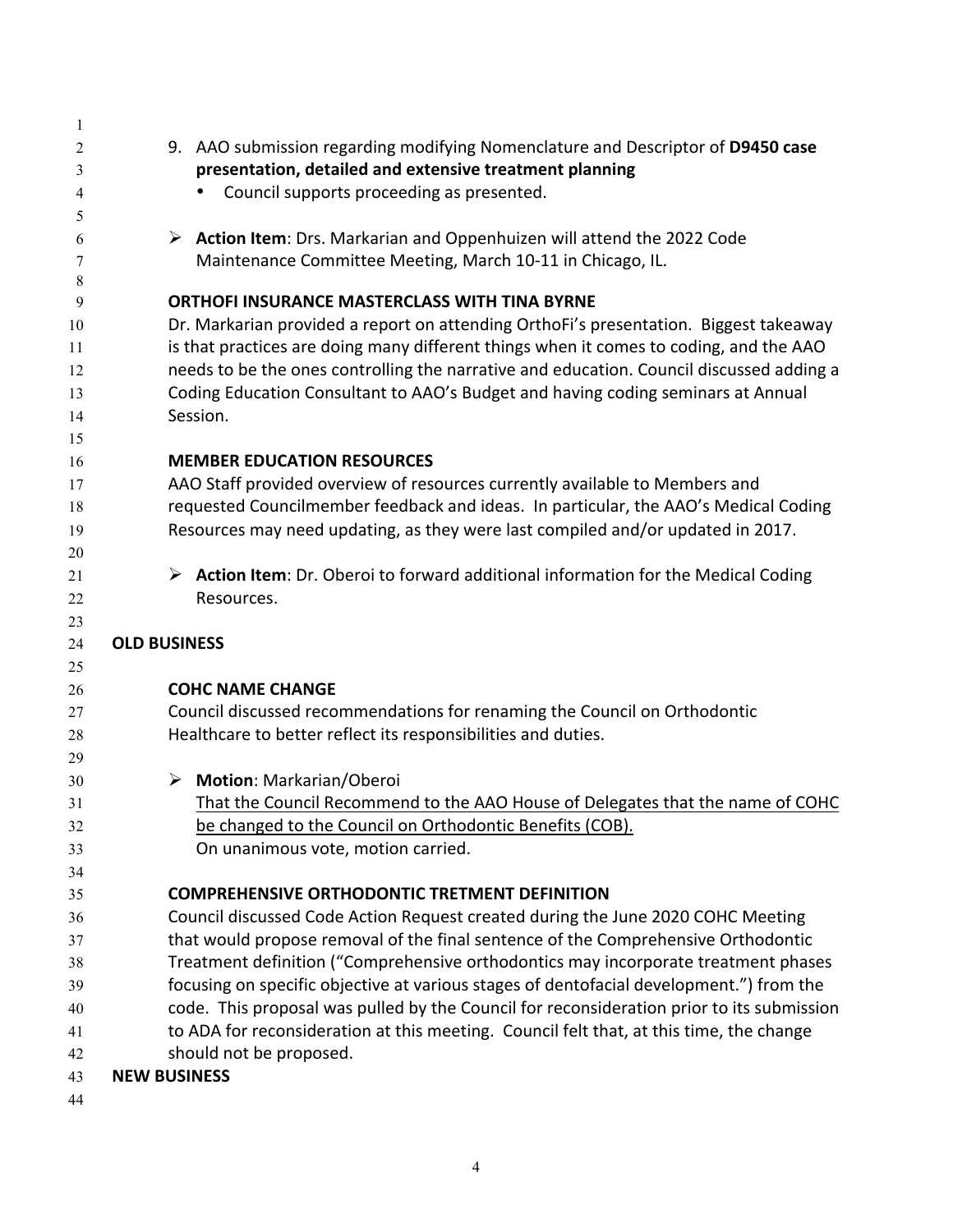9. AAO submission regarding modifying Nomenclature and Descriptor of **D9450 case presentation, detailed and extensive treatment planning**
    - Council supports proceeding as presented.

- **Action Item**: Drs. Markarian and Oppenhuizen will attend the 2022 Code Maintenance Committee Meeting, March 10-11 in Chicago, IL.

**ORTHOFI INSURANCE MASTERCLASS WITH TINA BYRNE**

Dr. Markarian provided a report on attending OrthoFi's presentation. Biggest takeaway is that practices are doing many different things when it comes to coding, and the AAO needs to be the ones controlling the narrative and education. Council discussed adding a Coding Education Consultant to AAO's Budget and having coding seminars at Annual Session.

**MEMBER EDUCATION RESOURCES**

AAO Staff provided overview of resources currently available to Members and requested Councilmember feedback and ideas. In particular, the AAO's Medical Coding Resources may need updating, as they were last compiled and/or updated in 2017.

- **Action Item**: Dr. Oberoi to forward additional information for the Medical Coding Resources.

## OLD BUSINESS

**COHC NAME CHANGE**

Council discussed recommendations for renaming the Council on Orthodontic Healthcare to better reflect its responsibilities and duties.

- **Motion**: Markarian/Oberoi

  <u>That the Council Recommend to the AAO House of Delegates that the name of COHC be changed to the Council on Orthodontic Benefits (COB).</u>

  On unanimous vote, motion carried.

**COMPREHENSIVE ORTHODONTIC TRETMENT DEFINITION**

Council discussed Code Action Request created during the June 2020 COHC Meeting that would propose removal of the final sentence of the Comprehensive Orthodontic Treatment definition ("Comprehensive orthodontics may incorporate treatment phases focusing on specific objective at various stages of dentofacial development.") from the code. This proposal was pulled by the Council for reconsideration prior to its submission to ADA for reconsideration at this meeting. Council felt that, at this time, the change should not be proposed.

## NEW BUSINESS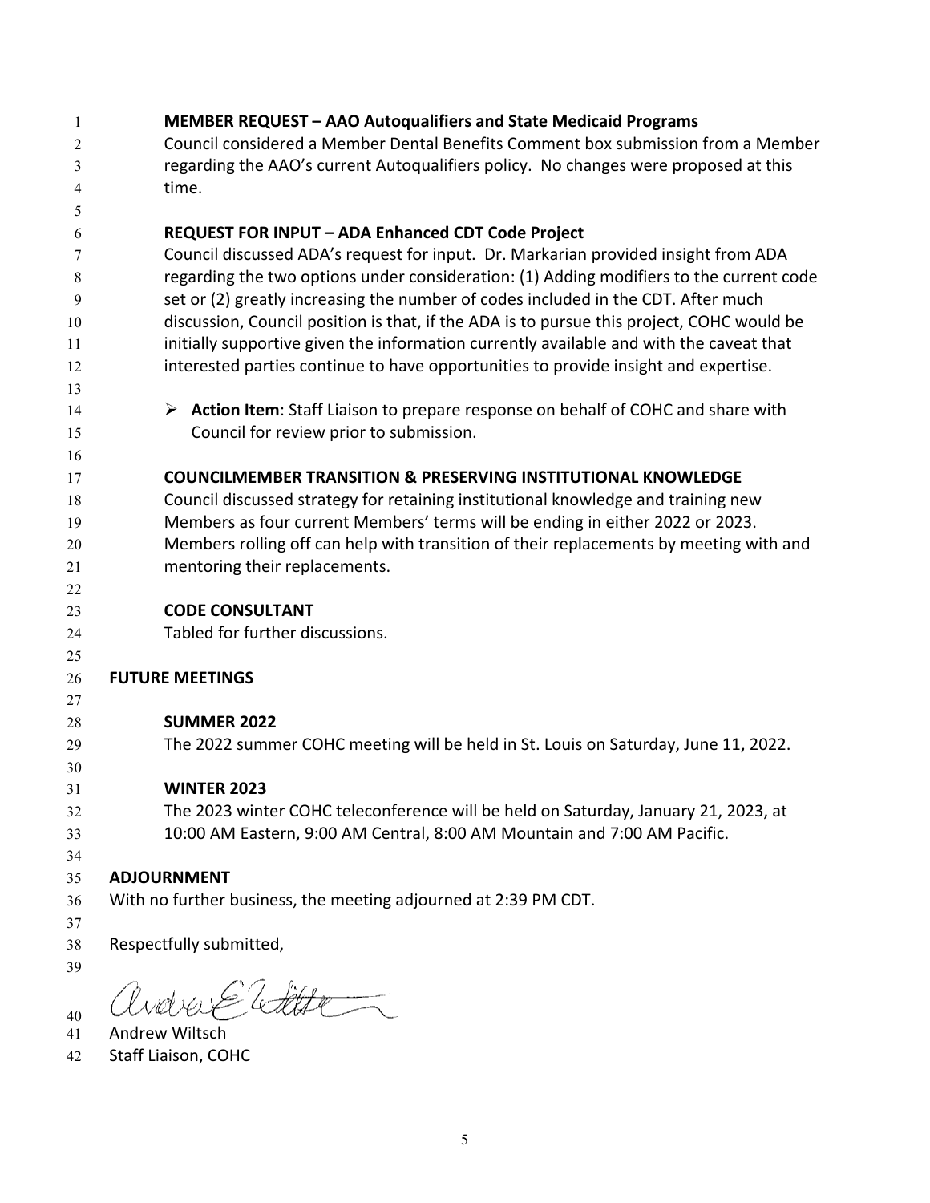**MEMBER REQUEST – AAO Autoqualifiers and State Medicaid Programs**

Council considered a Member Dental Benefits Comment box submission from a Member regarding the AAO's current Autoqualifiers policy. No changes were proposed at this time.

**REQUEST FOR INPUT – ADA Enhanced CDT Code Project**

Council discussed ADA's request for input. Dr. Markarian provided insight from ADA regarding the two options under consideration: (1) Adding modifiers to the current code set or (2) greatly increasing the number of codes included in the CDT. After much discussion, Council position is that, if the ADA is to pursue this project, COHC would be initially supportive given the information currently available and with the caveat that interested parties continue to have opportunities to provide insight and expertise.

- **Action Item**: Staff Liaison to prepare response on behalf of COHC and share with Council for review prior to submission.

**COUNCILMEMBER TRANSITION & PRESERVING INSTITUTIONAL KNOWLEDGE**

Council discussed strategy for retaining institutional knowledge and training new Members as four current Members' terms will be ending in either 2022 or 2023. Members rolling off can help with transition of their replacements by meeting with and mentoring their replacements.

**CODE CONSULTANT**

Tabled for further discussions.

## FUTURE MEETINGS

**SUMMER 2022**

The 2022 summer COHC meeting will be held in St. Louis on Saturday, June 11, 2022.

**WINTER 2023**

The 2023 winter COHC teleconference will be held on Saturday, January 21, 2023, at 10:00 AM Eastern, 9:00 AM Central, 8:00 AM Mountain and 7:00 AM Pacific.

## ADJOURNMENT

With no further business, the meeting adjourned at 2:39 PM CDT.

Respectfully submitted,

Andrew Wiltsch
Staff Liaison, COHC